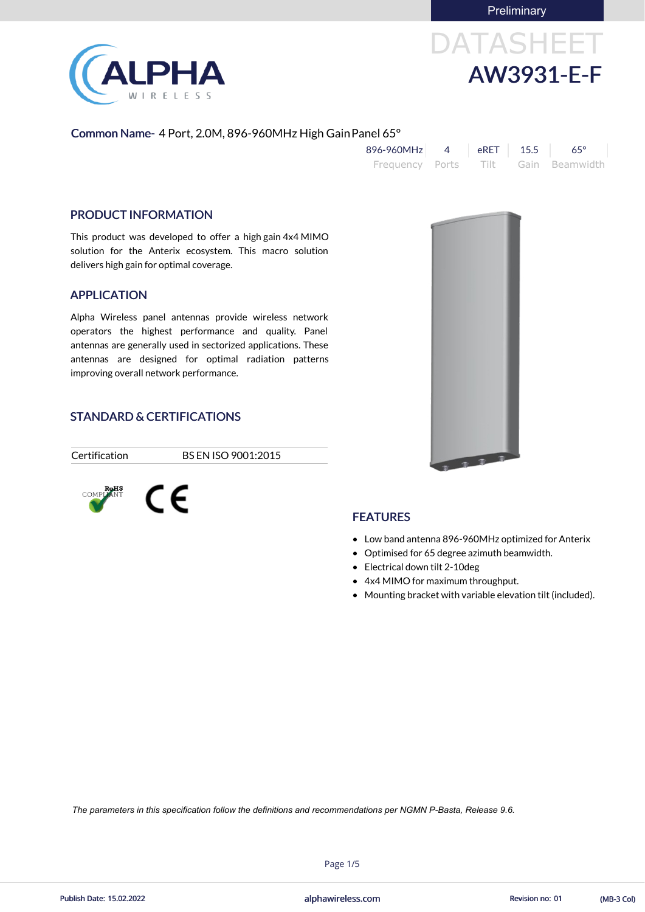Preliminary

# DATASHEET
# AW3931-E-F

**Common Name-** 4 Port, 2.0M, 896-960MHz High Gain Panel 65°

| 896-960MHz | 4 | eRET | 15.5 | 65° |
|---|---|---|---|---|
| Frequency | Ports | Tilt | Gain | Beamwidth |

## PRODUCT INFORMATION

This product was developed to offer a high gain 4x4 MIMO solution for the Anterix ecosystem. This macro solution delivers high gain for optimal coverage.

## APPLICATION

Alpha Wireless panel antennas provide wireless network operators the highest performance and quality. Panel antennas are generally used in sectorized applications. These antennas are designed for optimal radiation patterns improving overall network performance.

## STANDARD & CERTIFICATIONS

| Certification | BS EN ISO 9001:2015 |
|---|---|

RoHS COMPLIANT

CE

## FEATURES

- Low band antenna 896-960MHz optimized for Anterix
- Optimised for 65 degree azimuth beamwidth.
- Electrical down tilt 2-10deg
- 4x4 MIMO for maximum throughput.
- Mounting bracket with variable elevation tilt (included).

*The parameters in this specification follow the definitions and recommendations per NGMN P-Basta, Release 9.6.*

Publish Date: 15.02.2022 alphawireless.com Revision no: 01 (MB-3 Col)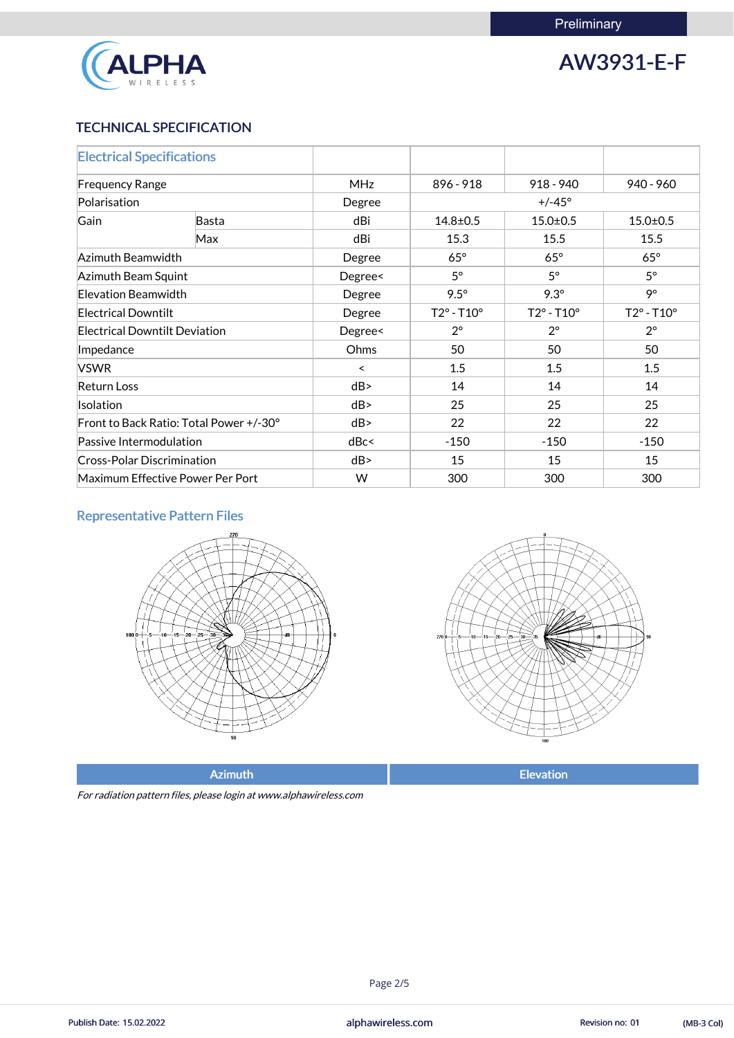Preliminary

# AW3931-E-F

## TECHNICAL SPECIFICATION

| Electrical Specifications | | | | | |
|---|---|---|---|---|---|
| Frequency Range | | MHz | 896 - 918 | 918 - 940 | 940 - 960 |
| Polarisation | | Degree | +/-45° | | |
| Gain | Basta | dBi | 14.8±0.5 | 15.0±0.5 | 15.0±0.5 |
| | Max | dBi | 15.3 | 15.5 | 15.5 |
| Azimuth Beamwidth | | Degree | 65° | 65° | 65° |
| Azimuth Beam Squint | | Degree< | 5° | 5° | 5° |
| Elevation Beamwidth | | Degree | 9.5° | 9.3° | 9° |
| Electrical Downtilt | | Degree | T2° - T10° | T2° - T10° | T2° - T10° |
| Electrical Downtilt Deviation | | Degree< | 2° | 2° | 2° |
| Impedance | | Ohms | 50 | 50 | 50 |
| VSWR | | < | 1.5 | 1.5 | 1.5 |
| Return Loss | | dB> | 14 | 14 | 14 |
| Isolation | | dB> | 25 | 25 | 25 |
| Front to Back Ratio: Total Power +/-30° | | dB> | 22 | 22 | 22 |
| Passive Intermodulation | | dBc< | -150 | -150 | -150 |
| Cross-Polar Discrimination | | dB> | 15 | 15 | 15 |
| Maximum Effective Power Per Port | | W | 300 | 300 | 300 |

### Representative Pattern Files

| Azimuth | Elevation |
|---|---|

*For radiation pattern files, please login at www.alphawireless.com*

Publish Date: 15.02.2022 | alphawireless.com | Revision no: 01 | (MB-3 Col)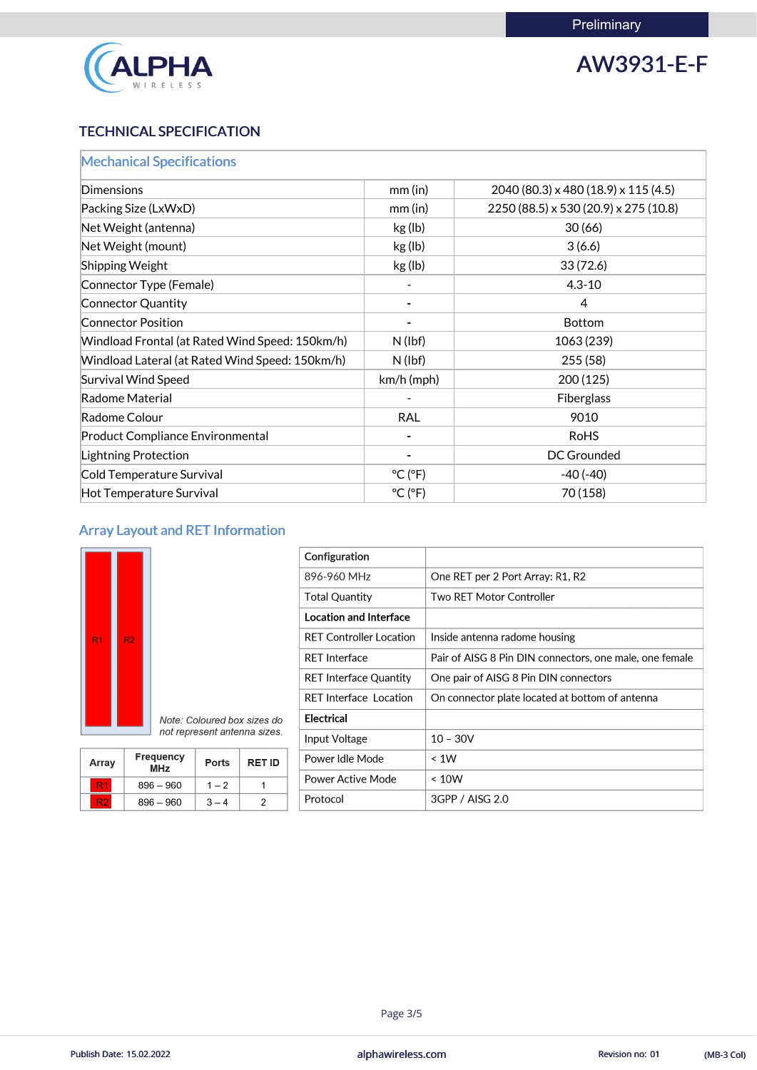Preliminary

# AW3931-E-F

## TECHNICAL SPECIFICATION

### Mechanical Specifications

| | | |
|---|---|---|
| Dimensions | mm (in) | 2040 (80.3) x 480 (18.9) x 115 (4.5) |
| Packing Size (LxWxD) | mm (in) | 2250 (88.5) x 530 (20.9) x 275 (10.8) |
| Net Weight (antenna) | kg (lb) | 30 (66) |
| Net Weight (mount) | kg (lb) | 3 (6.6) |
| Shipping Weight | kg (lb) | 33 (72.6) |
| Connector Type (Female) | - | 4.3-10 |
| Connector Quantity | - | 4 |
| Connector Position | - | Bottom |
| Windload Frontal (at Rated Wind Speed: 150km/h) | N (lbf) | 1063 (239) |
| Windload Lateral (at Rated Wind Speed: 150km/h) | N (lbf) | 255 (58) |
| Survival Wind Speed | km/h (mph) | 200 (125) |
| Radome Material | - | Fiberglass |
| Radome Colour | RAL | 9010 |
| Product Compliance Environmental | - | RoHS |
| Lightning Protection | - | DC Grounded |
| Cold Temperature Survival | °C (°F) | -40 (-40) |
| Hot Temperature Survival | °C (°F) | 70 (158) |

### Array Layout and RET Information

R1 R2

*Note: Coloured box sizes do not represent antenna sizes.*

| Array | Frequency MHz | Ports | RET ID |
|---|---|---|---|
| R1 | 896 – 960 | 1 – 2 | 1 |
| R2 | 896 – 960 | 3 – 4 | 2 |

| **Configuration** | |
|---|---|
| 896-960 MHz | One RET per 2 Port Array: R1, R2 |
| Total Quantity | Two RET Motor Controller |
| **Location and Interface** | |
| RET Controller Location | Inside antenna radome housing |
| RET Interface | Pair of AISG 8 Pin DIN connectors, one male, one female |
| RET Interface Quantity | One pair of AISG 8 Pin DIN connectors |
| RET Interface Location | On connector plate located at bottom of antenna |
| **Electrical** | |
| Input Voltage | 10 – 30V |
| Power Idle Mode | < 1W |
| Power Active Mode | < 10W |
| Protocol | 3GPP / AISG 2.0 |

Publish Date: 15.02.2022 | alphawireless.com | Revision no: 01 | (MB-3 Col)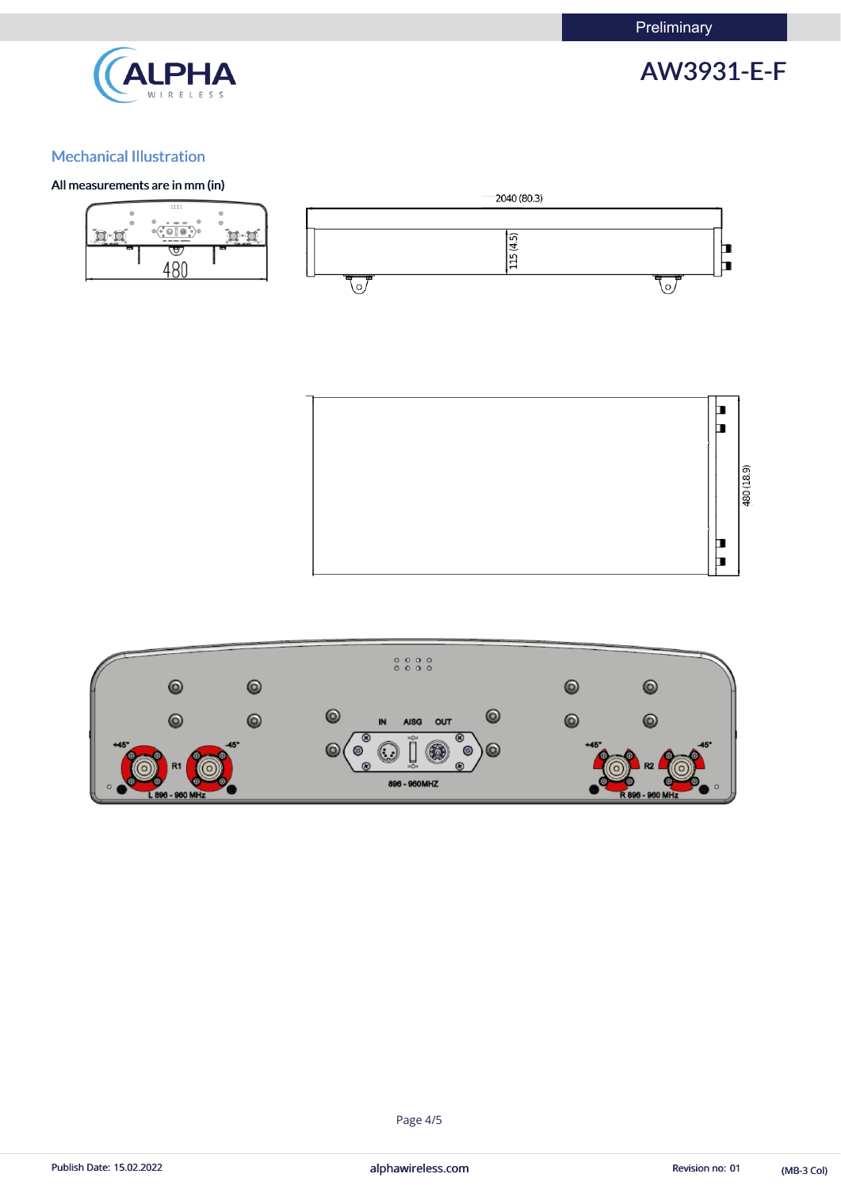## Mechanical Illustration

**All measurements are in mm (in)**

480

2040 (80.3)

115 (4.5)

480 (18.9)

IN AISG OUT

+45° -45° R1 L 896 - 960 MHz

896 - 960MHZ

+45° -45° R2 R 896 - 960 MHz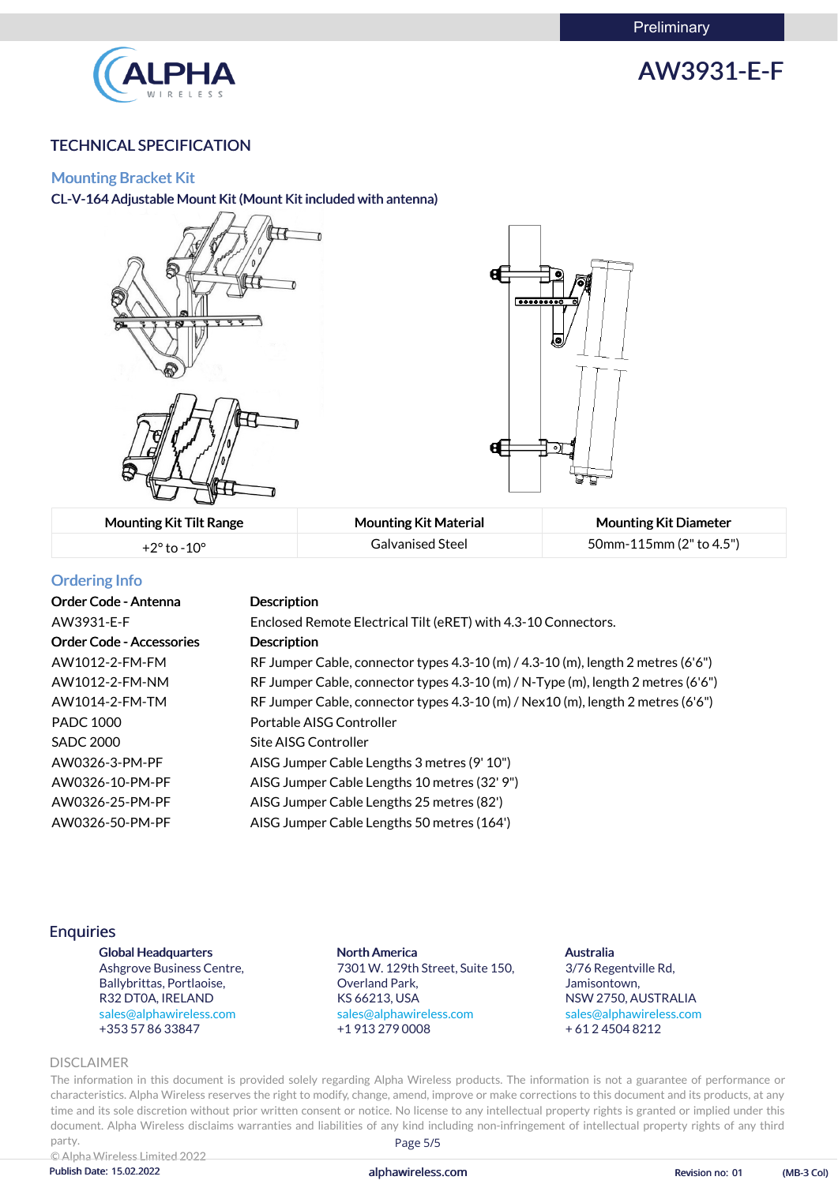Preliminary

# AW3931-E-F

## TECHNICAL SPECIFICATION

### Mounting Bracket Kit

**CL-V-164 Adjustable Mount Kit (Mount Kit included with antenna)**

| Mounting Kit Tilt Range | Mounting Kit Material | Mounting Kit Diameter |
|---|---|---|
| +2° to -10° | Galvanised Steel | 50mm-115mm (2" to 4.5") |

### Ordering Info

| **Order Code - Antenna** | **Description** |
|---|---|
| AW3931-E-F | Enclosed Remote Electrical Tilt (eRET) with 4.3-10 Connectors. |
| **Order Code - Accessories** | **Description** |
| AW1012-2-FM-FM | RF Jumper Cable, connector types 4.3-10 (m) / 4.3-10 (m), length 2 metres (6'6") |
| AW1012-2-FM-NM | RF Jumper Cable, connector types 4.3-10 (m) / N-Type (m), length 2 metres (6'6") |
| AW1014-2-FM-TM | RF Jumper Cable, connector types 4.3-10 (m) / Nex10 (m), length 2 metres (6'6") |
| PADC 1000 | Portable AISG Controller |
| SADC 2000 | Site AISG Controller |
| AW0326-3-PM-PF | AISG Jumper Cable Lengths 3 metres (9' 10") |
| AW0326-10-PM-PF | AISG Jumper Cable Lengths 10 metres (32' 9") |
| AW0326-25-PM-PF | AISG Jumper Cable Lengths 25 metres (82') |
| AW0326-50-PM-PF | AISG Jumper Cable Lengths 50 metres (164') |

## Enquiries

**Global Headquarters**
Ashgrove Business Centre,
Ballybrittas, Portlaoise,
R32 DT0A, IRELAND
sales@alphawireless.com
+353 57 86 33847

**North America**
7301 W. 129th Street, Suite 150,
Overland Park,
KS 66213, USA
sales@alphawireless.com
+1 913 279 0008

**Australia**
3/76 Regentville Rd,
Jamisontown,
NSW 2750, AUSTRALIA
sales@alphawireless.com
+ 61 2 4504 8212

DISCLAIMER

The information in this document is provided solely regarding Alpha Wireless products. The information is not a guarantee of performance or characteristics. Alpha Wireless reserves the right to modify, change, amend, improve or make corrections to this document and its products, at any time and its sole discretion without prior written consent or notice. No license to any intellectual property rights is granted or implied under this document. Alpha Wireless disclaims warranties and liabilities of any kind including non-infringement of intellectual property rights of any third party.

© Alpha Wireless Limited 2022

Publish Date: 15.02.2022 | alphawireless.com | Revision no: 01 | (MB-3 Col)